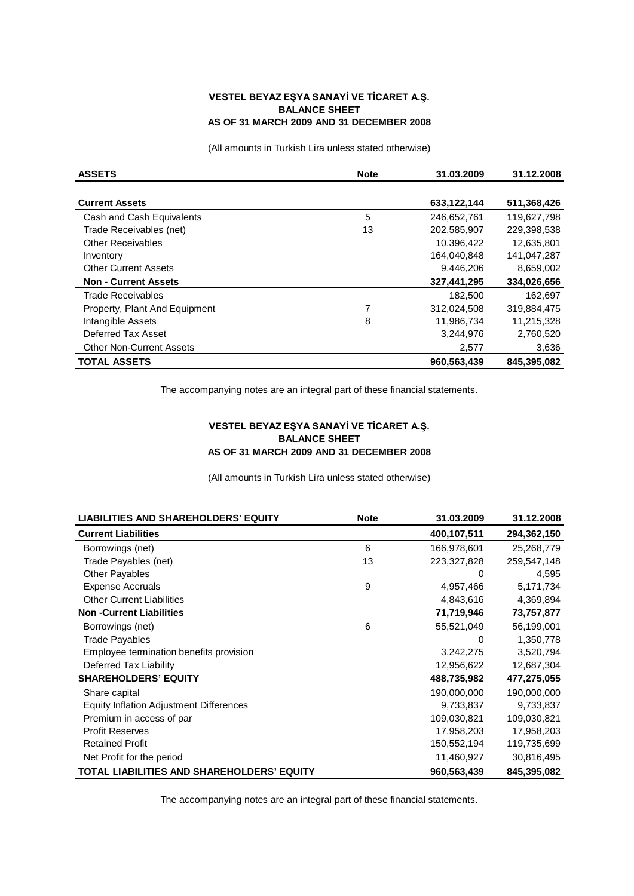**VESTEL BEYAZ EŞYA SANAYİ VE TİCARET A.Ş.**
**BALANCE SHEET**
**AS OF 31 MARCH 2009 AND 31 DECEMBER 2008**

(All amounts in Turkish Lira unless stated otherwise)

| **ASSETS** | **Note** | **31.03.2009** | **31.12.2008** |
|---|---|---|---|
| **Current Assets** | | **633,122,144** | **511,368,426** |
| Cash and Cash Equivalents | 5 | 246,652,761 | 119,627,798 |
| Trade Receivables (net) | 13 | 202,585,907 | 229,398,538 |
| Other Receivables | | 10,396,422 | 12,635,801 |
| Inventory | | 164,040,848 | 141,047,287 |
| Other Current Assets | | 9,446,206 | 8,659,002 |
| **Non - Current Assets** | | **327,441,295** | **334,026,656** |
| Trade Receivables | | 182,500 | 162,697 |
| Property, Plant And Equipment | 7 | 312,024,508 | 319,884,475 |
| Intangible Assets | 8 | 11,986,734 | 11,215,328 |
| Deferred Tax Asset | | 3,244,976 | 2,760,520 |
| Other Non-Current Assets | | 2,577 | 3,636 |
| **TOTAL ASSETS** | | **960,563,439** | **845,395,082** |

The accompanying notes are an integral part of these financial statements.

**VESTEL BEYAZ EŞYA SANAYİ VE TİCARET A.Ş.**
**BALANCE SHEET**
**AS OF 31 MARCH 2009 AND 31 DECEMBER 2008**

(All amounts in Turkish Lira unless stated otherwise)

| **LIABILITIES AND SHAREHOLDERS' EQUITY** | **Note** | **31.03.2009** | **31.12.2008** |
|---|---|---|---|
| **Current Liabilities** | | **400,107,511** | **294,362,150** |
| Borrowings (net) | 6 | 166,978,601 | 25,268,779 |
| Trade Payables (net) | 13 | 223,327,828 | 259,547,148 |
| Other Payables | | 0 | 4,595 |
| Expense Accruals | 9 | 4,957,466 | 5,171,734 |
| Other Current Liabilities | | 4,843,616 | 4,369,894 |
| **Non -Current Liabilities** | | **71,719,946** | **73,757,877** |
| Borrowings (net) | 6 | 55,521,049 | 56,199,001 |
| Trade Payables | | 0 | 1,350,778 |
| Employee termination benefits provision | | 3,242,275 | 3,520,794 |
| Deferred Tax Liability | | 12,956,622 | 12,687,304 |
| **SHAREHOLDERS' EQUITY** | | **488,735,982** | **477,275,055** |
| Share capital | | 190,000,000 | 190,000,000 |
| Equity Inflation Adjustment Differences | | 9,733,837 | 9,733,837 |
| Premium in access of par | | 109,030,821 | 109,030,821 |
| Profit Reserves | | 17,958,203 | 17,958,203 |
| Retained Profit | | 150,552,194 | 119,735,699 |
| Net Profit for the period | | 11,460,927 | 30,816,495 |
| **TOTAL LIABILITIES AND SHAREHOLDERS' EQUITY** | | **960,563,439** | **845,395,082** |

The accompanying notes are an integral part of these financial statements.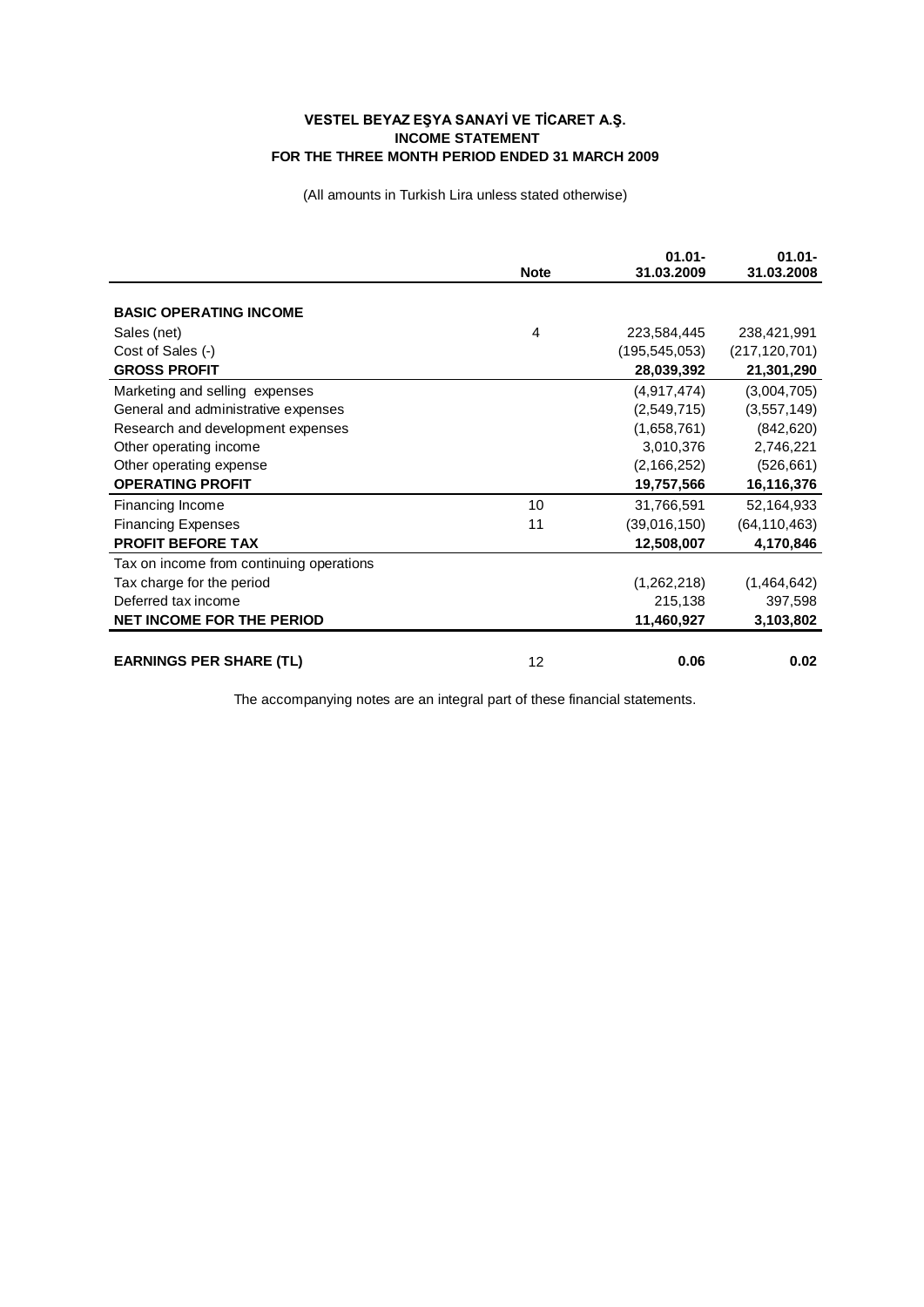**VESTEL BEYAZ EŞYA SANAYİ VE TİCARET A.Ş.**
**INCOME STATEMENT**
**FOR THE THREE MONTH PERIOD ENDED 31 MARCH 2009**

(All amounts in Turkish Lira unless stated otherwise)

| | Note | 01.01-31.03.2009 | 01.01-31.03.2008 |
|---|---|---|---|
| **BASIC OPERATING INCOME** | | | |
| Sales (net) | 4 | 223,584,445 | 238,421,991 |
| Cost of Sales (-) | | (195,545,053) | (217,120,701) |
| **GROSS PROFIT** | | **28,039,392** | **21,301,290** |
| Marketing and selling expenses | | (4,917,474) | (3,004,705) |
| General and administrative expenses | | (2,549,715) | (3,557,149) |
| Research and development expenses | | (1,658,761) | (842,620) |
| Other operating income | | 3,010,376 | 2,746,221 |
| Other operating expense | | (2,166,252) | (526,661) |
| **OPERATING PROFIT** | | **19,757,566** | **16,116,376** |
| Financing Income | 10 | 31,766,591 | 52,164,933 |
| Financing Expenses | 11 | (39,016,150) | (64,110,463) |
| **PROFIT BEFORE TAX** | | **12,508,007** | **4,170,846** |
| Tax on income from continuing operations | | | |
| Tax charge for the period | | (1,262,218) | (1,464,642) |
| Deferred tax income | | 215,138 | 397,598 |
| **NET INCOME FOR THE PERIOD** | | **11,460,927** | **3,103,802** |
| **EARNINGS PER SHARE (TL)** | 12 | **0.06** | **0.02** |

The accompanying notes are an integral part of these financial statements.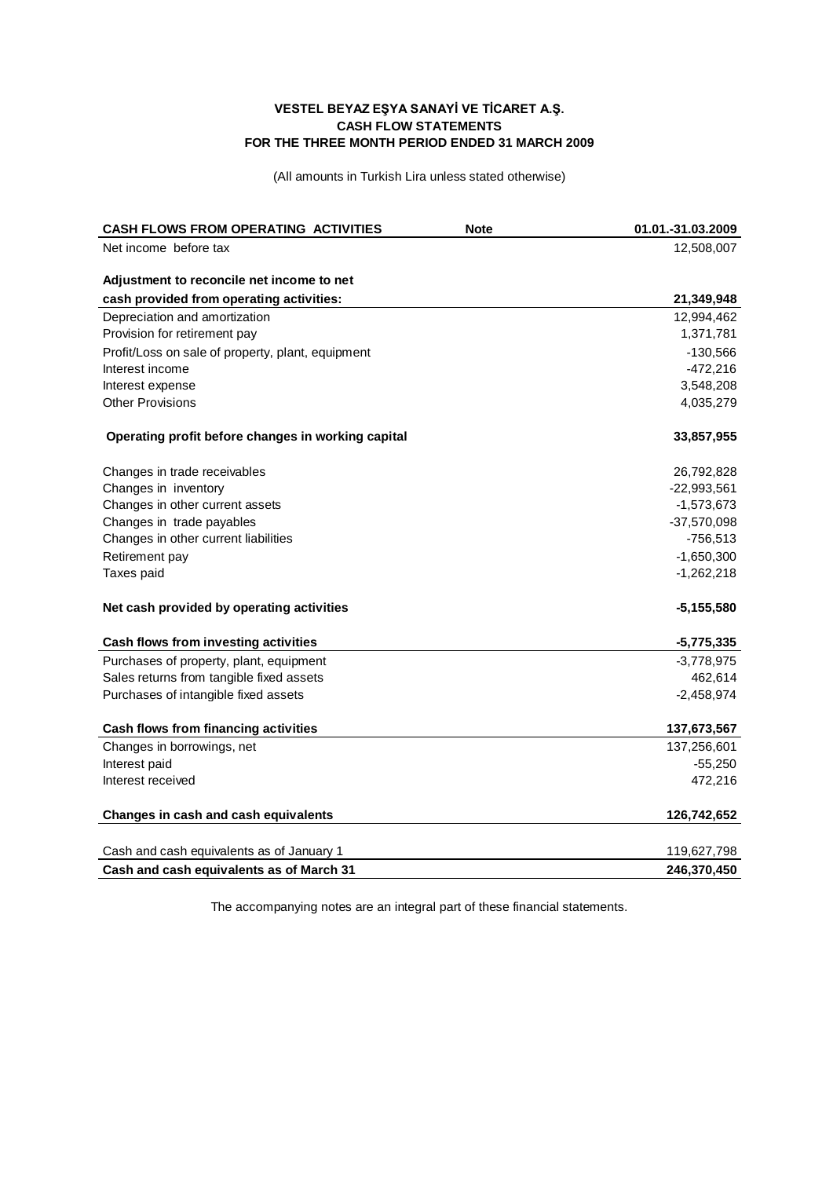**VESTEL BEYAZ EŞYA SANAYİ VE TİCARET A.Ş.**
**CASH FLOW STATEMENTS**
**FOR THE THREE MONTH PERIOD ENDED 31 MARCH 2009**

(All amounts in Turkish Lira unless stated otherwise)

| CASH FLOWS FROM OPERATING ACTIVITIES | Note | 01.01.-31.03.2009 |
|---|---|---|
| Net income before tax | | 12,508,007 |
| **Adjustment to reconcile net income to net cash provided from operating activities:** | | **21,349,948** |
| Depreciation and amortization | | 12,994,462 |
| Provision for retirement pay | | 1,371,781 |
| Profit/Loss on sale of property, plant, equipment | | -130,566 |
| Interest income | | -472,216 |
| Interest expense | | 3,548,208 |
| Other Provisions | | 4,035,279 |
| **Operating profit before changes in working capital** | | **33,857,955** |
| Changes in trade receivables | | 26,792,828 |
| Changes in inventory | | -22,993,561 |
| Changes in other current assets | | -1,573,673 |
| Changes in trade payables | | -37,570,098 |
| Changes in other current liabilities | | -756,513 |
| Retirement pay | | -1,650,300 |
| Taxes paid | | -1,262,218 |
| **Net cash provided by operating activities** | | **-5,155,580** |
| **Cash flows from investing activities** | | **-5,775,335** |
| Purchases of property, plant, equipment | | -3,778,975 |
| Sales returns from tangible fixed assets | | 462,614 |
| Purchases of intangible fixed assets | | -2,458,974 |
| **Cash flows from financing activities** | | **137,673,567** |
| Changes in borrowings, net | | 137,256,601 |
| Interest paid | | -55,250 |
| Interest received | | 472,216 |
| **Changes in cash and cash equivalents** | | **126,742,652** |
| Cash and cash equivalents as of January 1 | | 119,627,798 |
| **Cash and cash equivalents as of March 31** | | **246,370,450** |

The accompanying notes are an integral part of these financial statements.